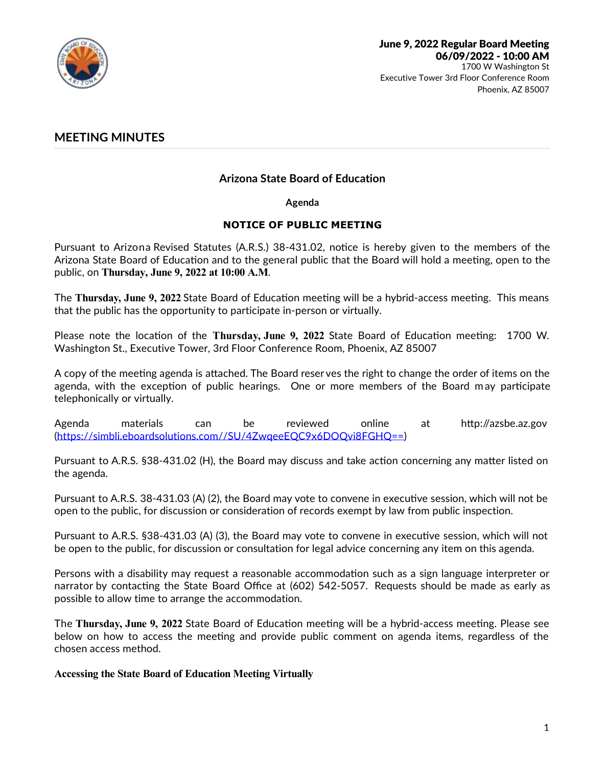**June 9, 2022 Regular Board Meeting**
**06/09/2022 - 10:00 AM**
1700 W Washington St
Executive Tower 3rd Floor Conference Room
Phoenix, AZ 85007

## MEETING MINUTES

### Arizona State Board of Education

**Agenda**

**NOTICE OF PUBLIC MEETING**

Pursuant to Arizona Revised Statutes (A.R.S.) 38-431.02, notice is hereby given to the members of the Arizona State Board of Education and to the general public that the Board will hold a meeting, open to the public, on **Thursday, June 9, 2022 at 10:00 A.M**.

The **Thursday, June 9, 2022** State Board of Education meeting will be a hybrid-access meeting. This means that the public has the opportunity to participate in-person or virtually.

Please note the location of the **Thursday, June 9, 2022** State Board of Education meeting: 1700 W. Washington St., Executive Tower, 3rd Floor Conference Room, Phoenix, AZ 85007

A copy of the meeting agenda is attached. The Board reserves the right to change the order of items on the agenda, with the exception of public hearings. One or more members of the Board may participate telephonically or virtually.

Agenda materials can be reviewed online at http://azsbe.az.gov (https://simbli.eboardsolutions.com//SU/4ZwqeeEQC9x6DOQvi8FGHQ==)

Pursuant to A.R.S. §38-431.02 (H), the Board may discuss and take action concerning any matter listed on the agenda.

Pursuant to A.R.S. 38-431.03 (A) (2), the Board may vote to convene in executive session, which will not be open to the public, for discussion or consideration of records exempt by law from public inspection.

Pursuant to A.R.S. §38-431.03 (A) (3), the Board may vote to convene in executive session, which will not be open to the public, for discussion or consultation for legal advice concerning any item on this agenda.

Persons with a disability may request a reasonable accommodation such as a sign language interpreter or narrator by contacting the State Board Office at (602) 542-5057. Requests should be made as early as possible to allow time to arrange the accommodation.

The **Thursday, June 9, 2022** State Board of Education meeting will be a hybrid-access meeting. Please see below on how to access the meeting and provide public comment on agenda items, regardless of the chosen access method.

**Accessing the State Board of Education Meeting Virtually**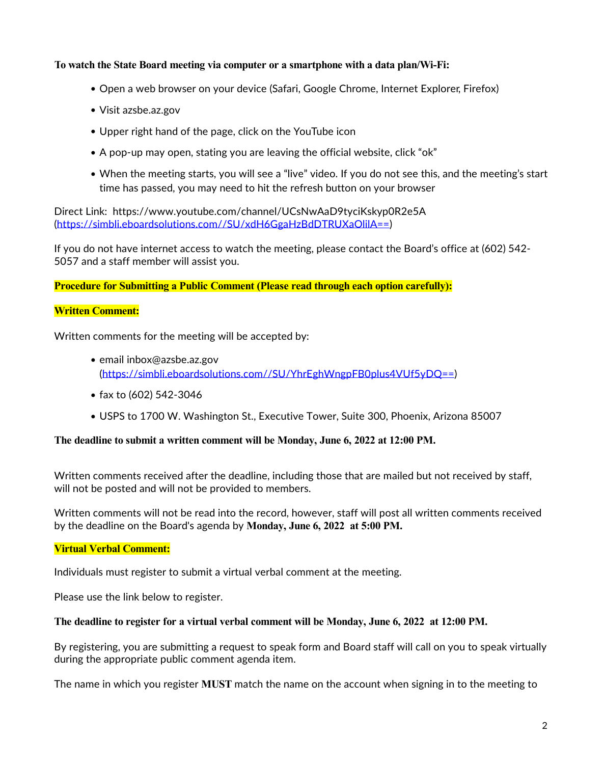**To watch the State Board meeting via computer or a smartphone with a data plan/Wi-Fi:**

- Open a web browser on your device (Safari, Google Chrome, Internet Explorer, Firefox)
- Visit azsbe.az.gov
- Upper right hand of the page, click on the YouTube icon
- A pop-up may open, stating you are leaving the official website, click "ok"
- When the meeting starts, you will see a "live" video. If you do not see this, and the meeting's start time has passed, you may need to hit the refresh button on your browser

Direct Link: https://www.youtube.com/channel/UCsNwAaD9tyciKskyp0R2e5A (https://simbli.eboardsolutions.com//SU/xdH6GgaHzBdDTRUXaOlilA==)

If you do not have internet access to watch the meeting, please contact the Board's office at (602) 542-5057 and a staff member will assist you.

**Procedure for Submitting a Public Comment (Please read through each option carefully):**

**Written Comment:**

Written comments for the meeting will be accepted by:

- email inbox@azsbe.az.gov (https://simbli.eboardsolutions.com//SU/YhrEghWngpFB0plus4VUf5yDQ==)
- fax to (602) 542-3046
- USPS to 1700 W. Washington St., Executive Tower, Suite 300, Phoenix, Arizona 85007

**The deadline to submit a written comment will be Monday, June 6, 2022 at 12:00 PM.**

Written comments received after the deadline, including those that are mailed but not received by staff, will not be posted and will not be provided to members.

Written comments will not be read into the record, however, staff will post all written comments received by the deadline on the Board's agenda by **Monday, June 6, 2022 at 5:00 PM.**

**Virtual Verbal Comment:**

Individuals must register to submit a virtual verbal comment at the meeting.

Please use the link below to register.

**The deadline to register for a virtual verbal comment will be Monday, June 6, 2022 at 12:00 PM.**

By registering, you are submitting a request to speak form and Board staff will call on you to speak virtually during the appropriate public comment agenda item.

The name in which you register **MUST** match the name on the account when signing in to the meeting to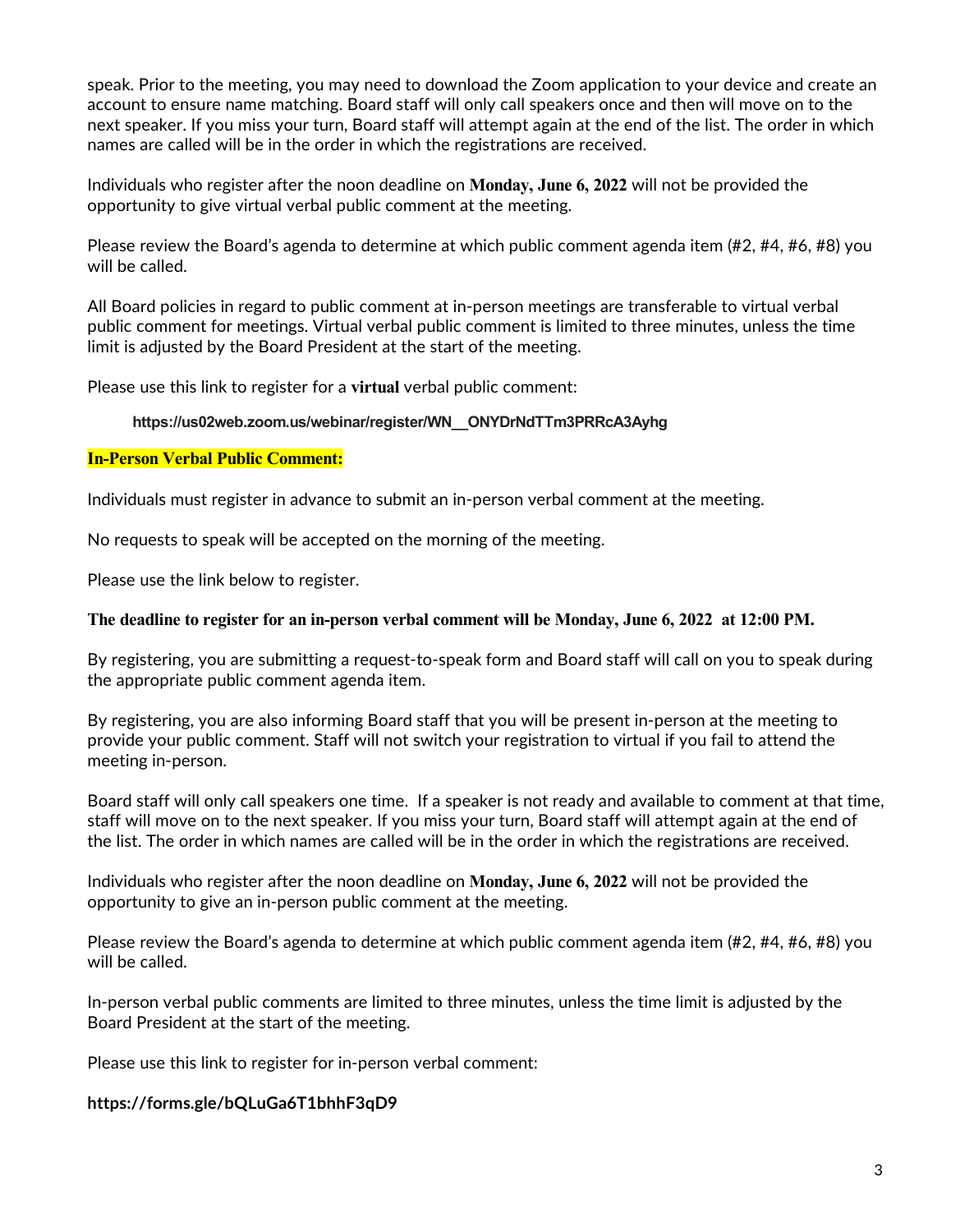speak. Prior to the meeting, you may need to download the Zoom application to your device and create an account to ensure name matching. Board staff will only call speakers once and then will move on to the next speaker. If you miss your turn, Board staff will attempt again at the end of the list. The order in which names are called will be in the order in which the registrations are received.

Individuals who register after the noon deadline on **Monday, June 6, 2022** will not be provided the opportunity to give virtual verbal public comment at the meeting.

Please review the Board's agenda to determine at which public comment agenda item (#2, #4, #6, #8) you will be called.

All Board policies in regard to public comment at in-person meetings are transferable to virtual verbal public comment for meetings. Virtual verbal public comment is limited to three minutes, unless the time limit is adjusted by the Board President at the start of the meeting.

Please use this link to register for a **virtual** verbal public comment:

**https://us02web.zoom.us/webinar/register/WN__ONYDrNdTTm3PRRcA3Ayhg**

**In-Person Verbal Public Comment:**

Individuals must register in advance to submit an in-person verbal comment at the meeting.

No requests to speak will be accepted on the morning of the meeting.

Please use the link below to register.

**The deadline to register for an in-person verbal comment will be Monday, June 6, 2022 at 12:00 PM.**

By registering, you are submitting a request-to-speak form and Board staff will call on you to speak during the appropriate public comment agenda item.

By registering, you are also informing Board staff that you will be present in-person at the meeting to provide your public comment. Staff will not switch your registration to virtual if you fail to attend the meeting in-person.

Board staff will only call speakers one time. If a speaker is not ready and available to comment at that time, staff will move on to the next speaker. If you miss your turn, Board staff will attempt again at the end of the list. The order in which names are called will be in the order in which the registrations are received.

Individuals who register after the noon deadline on **Monday, June 6, 2022** will not be provided the opportunity to give an in-person public comment at the meeting.

Please review the Board's agenda to determine at which public comment agenda item (#2, #4, #6, #8) you will be called.

In-person verbal public comments are limited to three minutes, unless the time limit is adjusted by the Board President at the start of the meeting.

Please use this link to register for in-person verbal comment:

**https://forms.gle/bQLuGa6T1bhhF3qD9**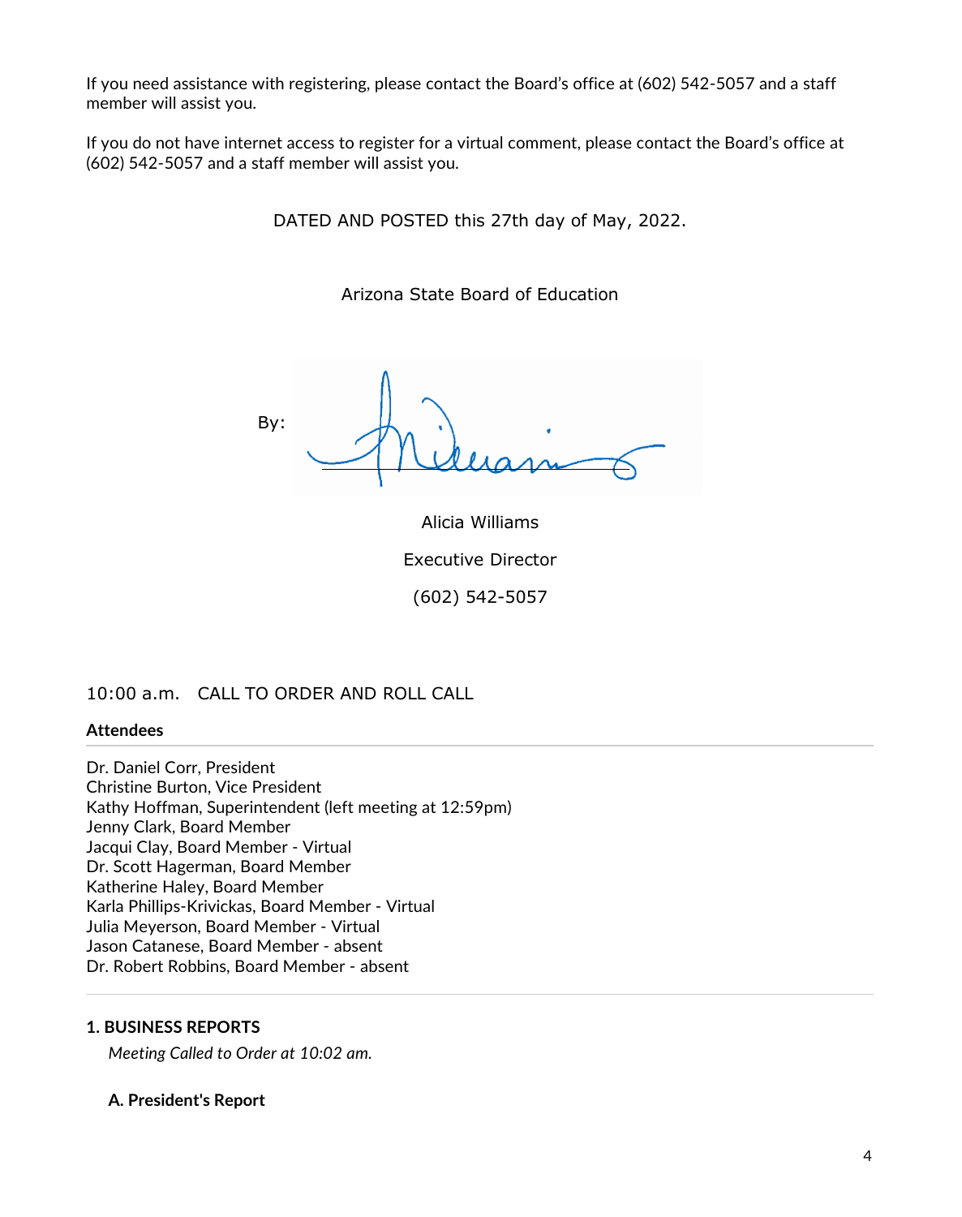If you need assistance with registering, please contact the Board's office at (602) 542-5057 and a staff member will assist you.

If you do not have internet access to register for a virtual comment, please contact the Board's office at (602) 542-5057 and a staff member will assist you.

DATED AND POSTED this 27th day of May, 2022.

Arizona State Board of Education

By:

Alicia Williams

Executive Director

(602) 542-5057

10:00 a.m. CALL TO ORDER AND ROLL CALL

**Attendees**

---

Dr. Daniel Corr, President
Christine Burton, Vice President
Kathy Hoffman, Superintendent (left meeting at 12:59pm)
Jenny Clark, Board Member
Jacqui Clay, Board Member - Virtual
Dr. Scott Hagerman, Board Member
Katherine Haley, Board Member
Karla Phillips-Krivickas, Board Member - Virtual
Julia Meyerson, Board Member - Virtual
Jason Catanese, Board Member - absent
Dr. Robert Robbins, Board Member - absent

---

**1. BUSINESS REPORTS**

*Meeting Called to Order at 10:02 am.*

**A. President's Report**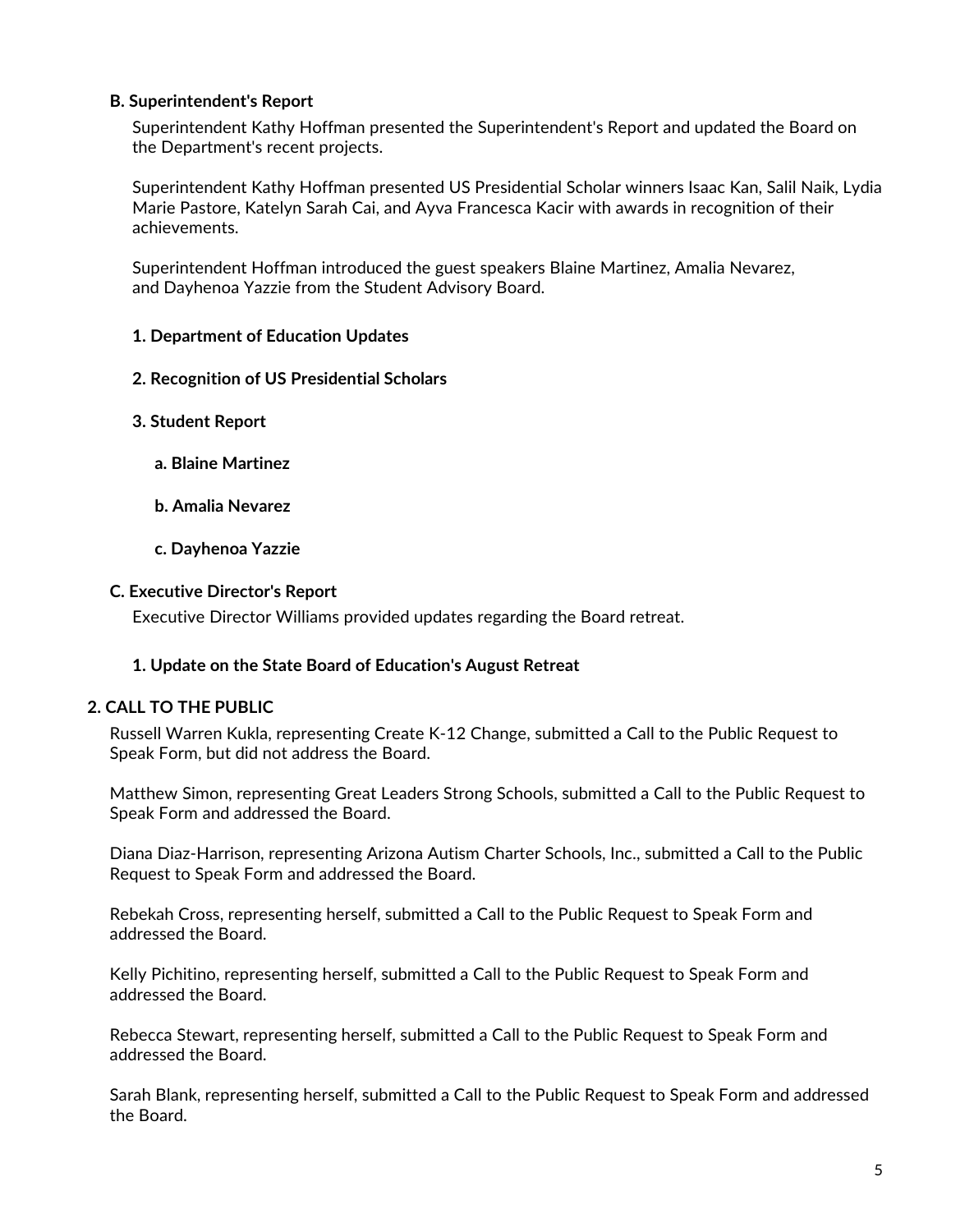**B. Superintendent's Report**

Superintendent Kathy Hoffman presented the Superintendent's Report and updated the Board on the Department's recent projects.

Superintendent Kathy Hoffman presented US Presidential Scholar winners Isaac Kan, Salil Naik, Lydia Marie Pastore, Katelyn Sarah Cai, and Ayva Francesca Kacir with awards in recognition of their achievements.

Superintendent Hoffman introduced the guest speakers Blaine Martinez, Amalia Nevarez, and Dayhenoa Yazzie from the Student Advisory Board.

**1. Department of Education Updates**

**2. Recognition of US Presidential Scholars**

**3. Student Report**

**a. Blaine Martinez**

**b. Amalia Nevarez**

**c. Dayhenoa Yazzie**

**C. Executive Director's Report**

Executive Director Williams provided updates regarding the Board retreat.

**1. Update on the State Board of Education's August Retreat**

## 2. CALL TO THE PUBLIC

Russell Warren Kukla, representing Create K-12 Change, submitted a Call to the Public Request to Speak Form, but did not address the Board.

Matthew Simon, representing Great Leaders Strong Schools, submitted a Call to the Public Request to Speak Form and addressed the Board.

Diana Diaz-Harrison, representing Arizona Autism Charter Schools, Inc., submitted a Call to the Public Request to Speak Form and addressed the Board.

Rebekah Cross, representing herself, submitted a Call to the Public Request to Speak Form and addressed the Board.

Kelly Pichitino, representing herself, submitted a Call to the Public Request to Speak Form and addressed the Board.

Rebecca Stewart, representing herself, submitted a Call to the Public Request to Speak Form and addressed the Board.

Sarah Blank, representing herself, submitted a Call to the Public Request to Speak Form and addressed the Board.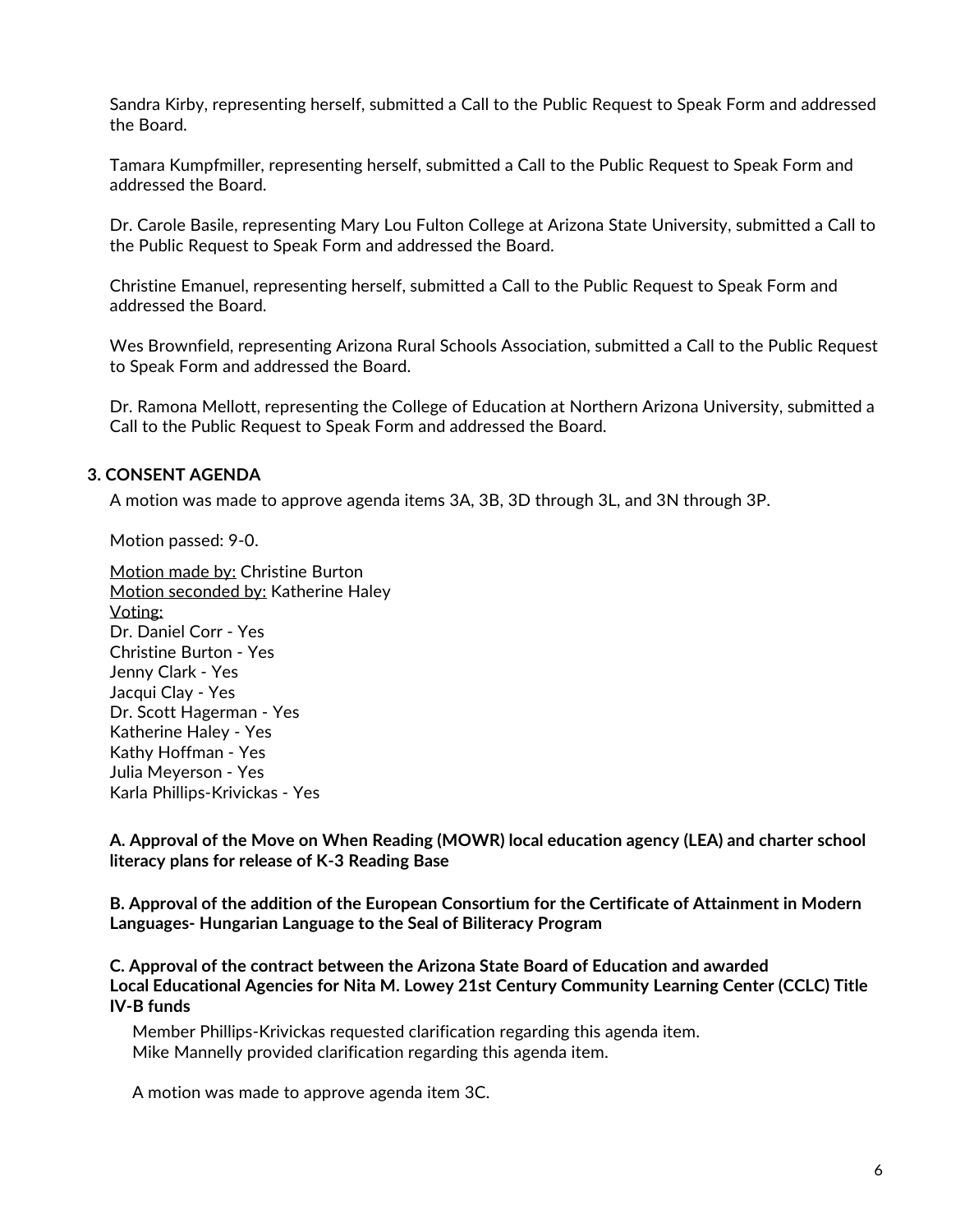Sandra Kirby, representing herself, submitted a Call to the Public Request to Speak Form and addressed the Board.

Tamara Kumpfmiller, representing herself, submitted a Call to the Public Request to Speak Form and addressed the Board.

Dr. Carole Basile, representing Mary Lou Fulton College at Arizona State University, submitted a Call to the Public Request to Speak Form and addressed the Board.

Christine Emanuel, representing herself, submitted a Call to the Public Request to Speak Form and addressed the Board.

Wes Brownfield, representing Arizona Rural Schools Association, submitted a Call to the Public Request to Speak Form and addressed the Board.

Dr. Ramona Mellott, representing the College of Education at Northern Arizona University, submitted a Call to the Public Request to Speak Form and addressed the Board.

## 3. CONSENT AGENDA

A motion was made to approve agenda items 3A, 3B, 3D through 3L, and 3N through 3P.

Motion passed: 9-0.

Motion made by: Christine Burton
Motion seconded by: Katherine Haley
Voting:
Dr. Daniel Corr - Yes
Christine Burton - Yes
Jenny Clark - Yes
Jacqui Clay - Yes
Dr. Scott Hagerman - Yes
Katherine Haley - Yes
Kathy Hoffman - Yes
Julia Meyerson - Yes
Karla Phillips-Krivickas - Yes

**A. Approval of the Move on When Reading (MOWR) local education agency (LEA) and charter school literacy plans for release of K-3 Reading Base**

**B. Approval of the addition of the European Consortium for the Certificate of Attainment in Modern Languages- Hungarian Language to the Seal of Biliteracy Program**

**C. Approval of the contract between the Arizona State Board of Education and awarded Local Educational Agencies for Nita M. Lowey 21st Century Community Learning Center (CCLC) Title IV-B funds**

Member Phillips-Krivickas requested clarification regarding this agenda item.
Mike Mannelly provided clarification regarding this agenda item.

A motion was made to approve agenda item 3C.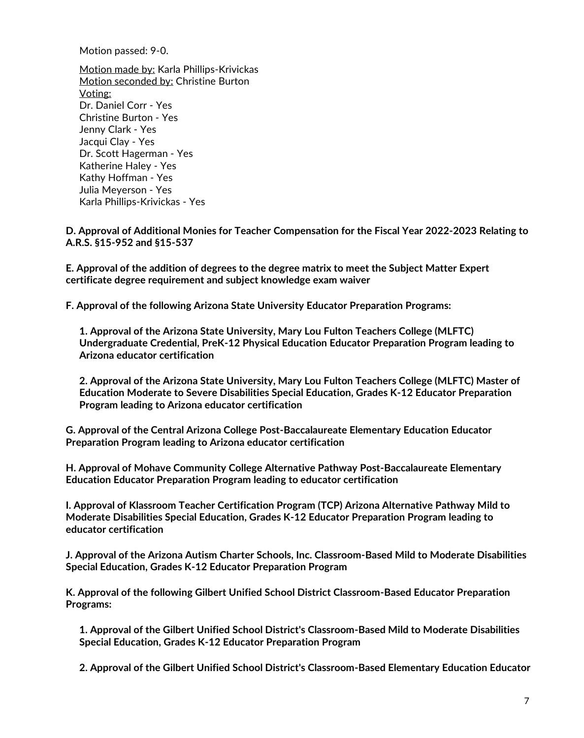Motion passed: 9-0.

Motion made by: Karla Phillips-Krivickas
Motion seconded by: Christine Burton
Voting:
Dr. Daniel Corr - Yes
Christine Burton - Yes
Jenny Clark - Yes
Jacqui Clay - Yes
Dr. Scott Hagerman - Yes
Katherine Haley - Yes
Kathy Hoffman - Yes
Julia Meyerson - Yes
Karla Phillips-Krivickas - Yes

**D. Approval of Additional Monies for Teacher Compensation for the Fiscal Year 2022-2023 Relating to A.R.S. §15-952 and §15-537**

**E. Approval of the addition of degrees to the degree matrix to meet the Subject Matter Expert certificate degree requirement and subject knowledge exam waiver**

**F. Approval of the following Arizona State University Educator Preparation Programs:**

**1. Approval of the Arizona State University, Mary Lou Fulton Teachers College (MLFTC) Undergraduate Credential, PreK-12 Physical Education Educator Preparation Program leading to Arizona educator certification**

**2. Approval of the Arizona State University, Mary Lou Fulton Teachers College (MLFTC) Master of Education Moderate to Severe Disabilities Special Education, Grades K-12 Educator Preparation Program leading to Arizona educator certification**

**G. Approval of the Central Arizona College Post-Baccalaureate Elementary Education Educator Preparation Program leading to Arizona educator certification**

**H. Approval of Mohave Community College Alternative Pathway Post-Baccalaureate Elementary Education Educator Preparation Program leading to educator certification**

**I. Approval of Klassroom Teacher Certification Program (TCP) Arizona Alternative Pathway Mild to Moderate Disabilities Special Education, Grades K-12 Educator Preparation Program leading to educator certification**

**J. Approval of the Arizona Autism Charter Schools, Inc. Classroom-Based Mild to Moderate Disabilities Special Education, Grades K-12 Educator Preparation Program**

**K. Approval of the following Gilbert Unified School District Classroom-Based Educator Preparation Programs:**

**1. Approval of the Gilbert Unified School District's Classroom-Based Mild to Moderate Disabilities Special Education, Grades K-12 Educator Preparation Program**

**2. Approval of the Gilbert Unified School District's Classroom-Based Elementary Education Educator**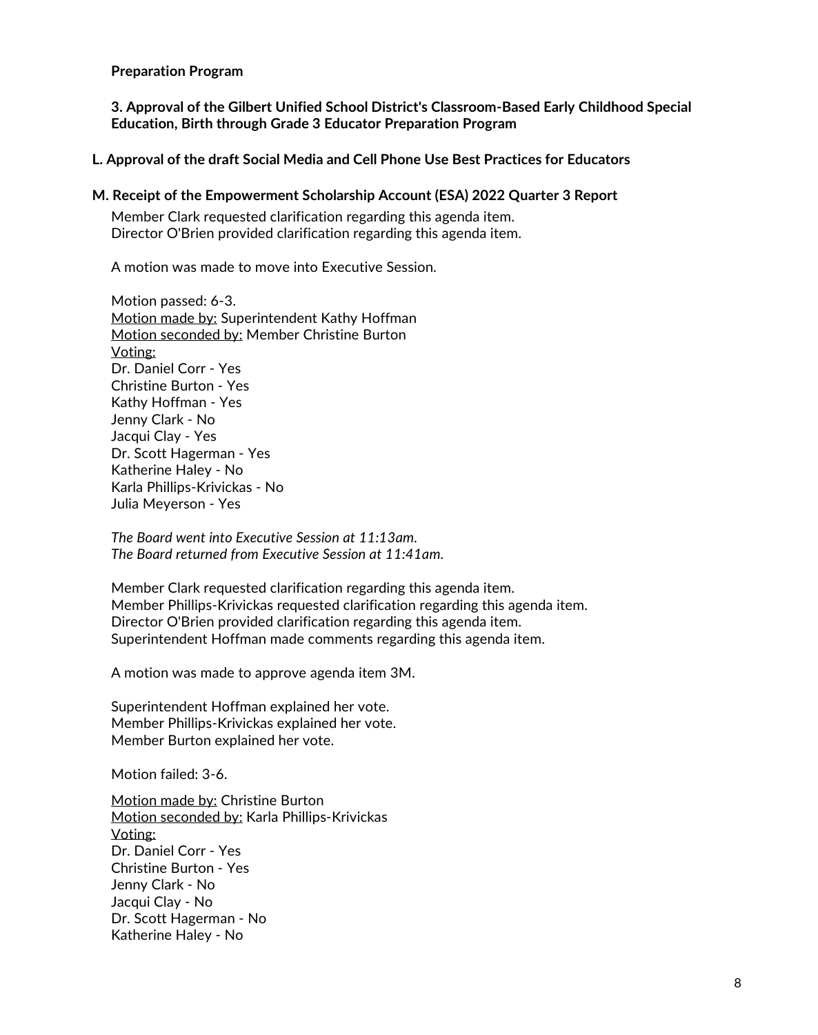**Preparation Program**

**3. Approval of the Gilbert Unified School District's Classroom-Based Early Childhood Special Education, Birth through Grade 3 Educator Preparation Program**

**L. Approval of the draft Social Media and Cell Phone Use Best Practices for Educators**

**M. Receipt of the Empowerment Scholarship Account (ESA) 2022 Quarter 3 Report**

Member Clark requested clarification regarding this agenda item.
Director O'Brien provided clarification regarding this agenda item.

A motion was made to move into Executive Session.

Motion passed: 6-3.
Motion made by: Superintendent Kathy Hoffman
Motion seconded by: Member Christine Burton
Voting:
Dr. Daniel Corr - Yes
Christine Burton - Yes
Kathy Hoffman - Yes
Jenny Clark - No
Jacqui Clay - Yes
Dr. Scott Hagerman - Yes
Katherine Haley - No
Karla Phillips-Krivickas - No
Julia Meyerson - Yes

*The Board went into Executive Session at 11:13am.*
*The Board returned from Executive Session at 11:41am.*

Member Clark requested clarification regarding this agenda item.
Member Phillips-Krivickas requested clarification regarding this agenda item.
Director O'Brien provided clarification regarding this agenda item.
Superintendent Hoffman made comments regarding this agenda item.

A motion was made to approve agenda item 3M.

Superintendent Hoffman explained her vote.
Member Phillips-Krivickas explained her vote.
Member Burton explained her vote.

Motion failed: 3-6.

Motion made by: Christine Burton
Motion seconded by: Karla Phillips-Krivickas
Voting:
Dr. Daniel Corr - Yes
Christine Burton - Yes
Jenny Clark - No
Jacqui Clay - No
Dr. Scott Hagerman - No
Katherine Haley - No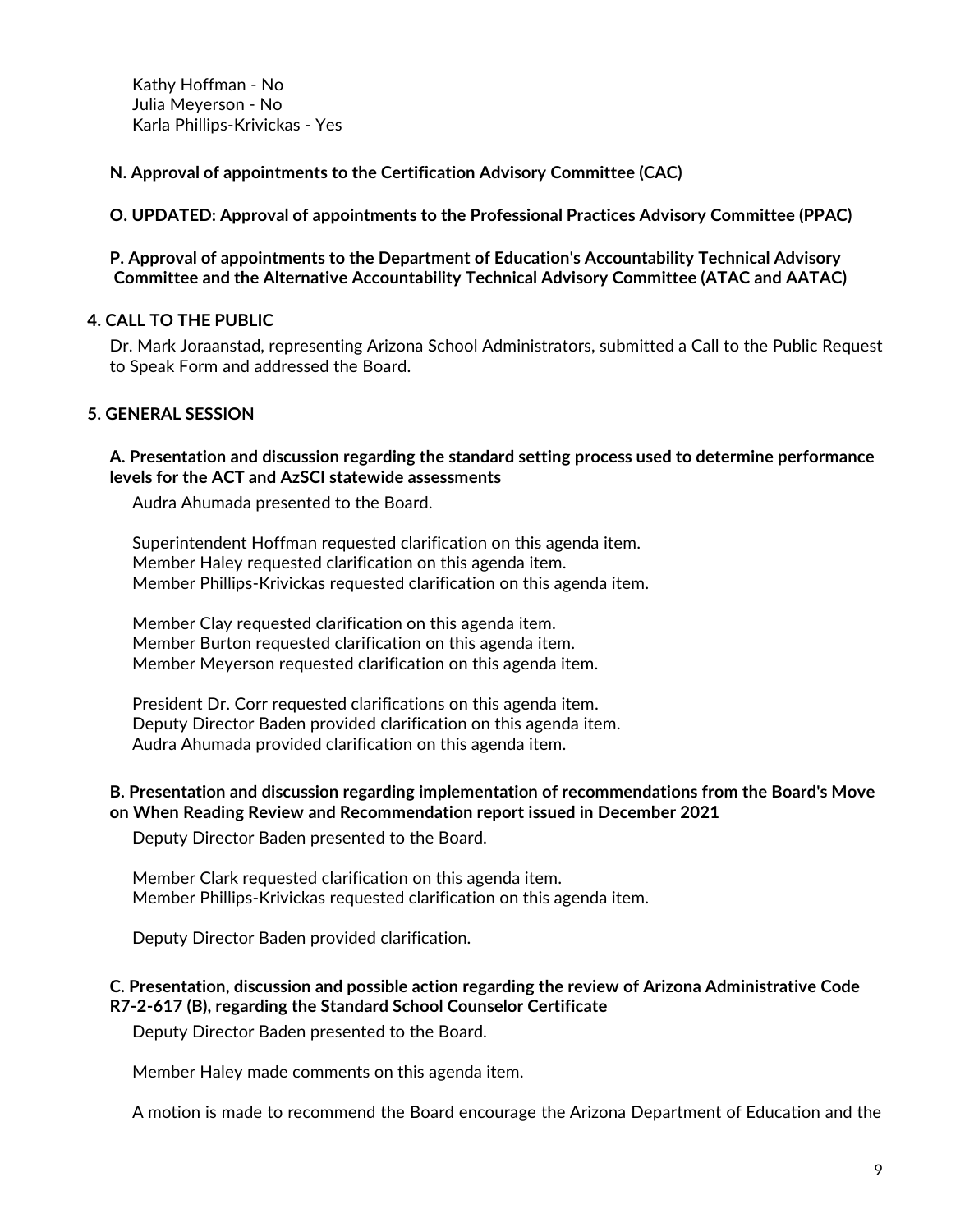Kathy Hoffman - No
Julia Meyerson - No
Karla Phillips-Krivickas - Yes

**N. Approval of appointments to the Certification Advisory Committee (CAC)**

**O. UPDATED: Approval of appointments to the Professional Practices Advisory Committee (PPAC)**

**P. Approval of appointments to the Department of Education's Accountability Technical Advisory Committee and the Alternative Accountability Technical Advisory Committee (ATAC and AATAC)**

## 4. CALL TO THE PUBLIC

Dr. Mark Joraanstad, representing Arizona School Administrators, submitted a Call to the Public Request to Speak Form and addressed the Board.

## 5. GENERAL SESSION

**A. Presentation and discussion regarding the standard setting process used to determine performance levels for the ACT and AzSCI statewide assessments**

Audra Ahumada presented to the Board.

Superintendent Hoffman requested clarification on this agenda item.
Member Haley requested clarification on this agenda item.
Member Phillips-Krivickas requested clarification on this agenda item.

Member Clay requested clarification on this agenda item.
Member Burton requested clarification on this agenda item.
Member Meyerson requested clarification on this agenda item.

President Dr. Corr requested clarifications on this agenda item.
Deputy Director Baden provided clarification on this agenda item.
Audra Ahumada provided clarification on this agenda item.

**B. Presentation and discussion regarding implementation of recommendations from the Board's Move on When Reading Review and Recommendation report issued in December 2021**

Deputy Director Baden presented to the Board.

Member Clark requested clarification on this agenda item.
Member Phillips-Krivickas requested clarification on this agenda item.

Deputy Director Baden provided clarification.

**C. Presentation, discussion and possible action regarding the review of Arizona Administrative Code R7-2-617 (B), regarding the Standard School Counselor Certificate**

Deputy Director Baden presented to the Board.

Member Haley made comments on this agenda item.

A motion is made to recommend the Board encourage the Arizona Department of Education and the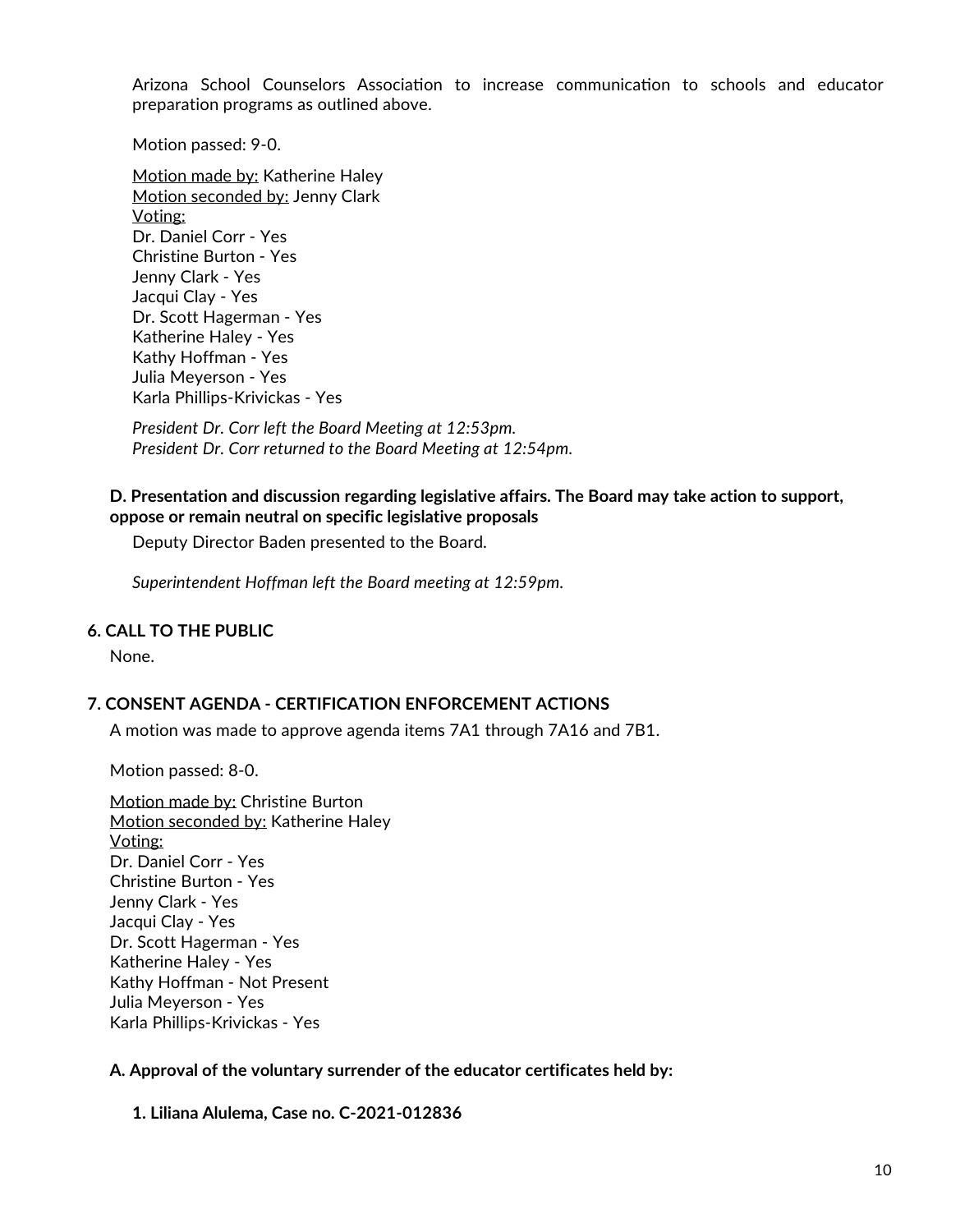Arizona School Counselors Association to increase communication to schools and educator preparation programs as outlined above.

Motion passed: 9-0.

Motion made by: Katherine Haley
Motion seconded by: Jenny Clark
Voting:
Dr. Daniel Corr - Yes
Christine Burton - Yes
Jenny Clark - Yes
Jacqui Clay - Yes
Dr. Scott Hagerman - Yes
Katherine Haley - Yes
Kathy Hoffman - Yes
Julia Meyerson - Yes
Karla Phillips-Krivickas - Yes

*President Dr. Corr left the Board Meeting at 12:53pm.*
*President Dr. Corr returned to the Board Meeting at 12:54pm.*

**D. Presentation and discussion regarding legislative affairs. The Board may take action to support, oppose or remain neutral on specific legislative proposals**

Deputy Director Baden presented to the Board.

*Superintendent Hoffman left the Board meeting at 12:59pm.*

## 6. CALL TO THE PUBLIC

None.

## 7. CONSENT AGENDA - CERTIFICATION ENFORCEMENT ACTIONS

A motion was made to approve agenda items 7A1 through 7A16 and 7B1.

Motion passed: 8-0.

Motion made by: Christine Burton
Motion seconded by: Katherine Haley
Voting:
Dr. Daniel Corr - Yes
Christine Burton - Yes
Jenny Clark - Yes
Jacqui Clay - Yes
Dr. Scott Hagerman - Yes
Katherine Haley - Yes
Kathy Hoffman - Not Present
Julia Meyerson - Yes
Karla Phillips-Krivickas - Yes

**A. Approval of the voluntary surrender of the educator certificates held by:**

**1. Liliana Alulema, Case no. C-2021-012836**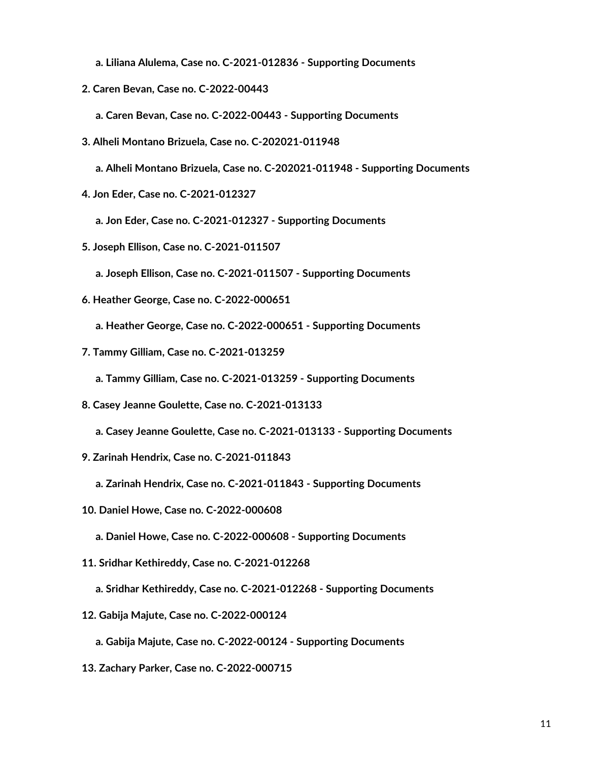a. **Liliana Alulema, Case no. C-2021-012836 - Supporting Documents**

2. **Caren Bevan, Case no. C-2022-00443**
   a. **Caren Bevan, Case no. C-2022-00443 - Supporting Documents**
3. **Alheli Montano Brizuela, Case no. C-202021-011948**
   a. **Alheli Montano Brizuela, Case no. C-202021-011948 - Supporting Documents**
4. **Jon Eder, Case no. C-2021-012327**
   a. **Jon Eder, Case no. C-2021-012327 - Supporting Documents**
5. **Joseph Ellison, Case no. C-2021-011507**
   a. **Joseph Ellison, Case no. C-2021-011507 - Supporting Documents**
6. **Heather George, Case no. C-2022-000651**
   a. **Heather George, Case no. C-2022-000651 - Supporting Documents**
7. **Tammy Gilliam, Case no. C-2021-013259**
   a. **Tammy Gilliam, Case no. C-2021-013259 - Supporting Documents**
8. **Casey Jeanne Goulette, Case no. C-2021-013133**
   a. **Casey Jeanne Goulette, Case no. C-2021-013133 - Supporting Documents**
9. **Zarinah Hendrix, Case no. C-2021-011843**
   a. **Zarinah Hendrix, Case no. C-2021-011843 - Supporting Documents**
10. **Daniel Howe, Case no. C-2022-000608**
    a. **Daniel Howe, Case no. C-2022-000608 - Supporting Documents**
11. **Sridhar Kethireddy, Case no. C-2021-012268**
    a. **Sridhar Kethireddy, Case no. C-2021-012268 - Supporting Documents**
12. **Gabija Majute, Case no. C-2022-000124**
    a. **Gabija Majute, Case no. C-2022-00124 - Supporting Documents**
13. **Zachary Parker, Case no. C-2022-000715**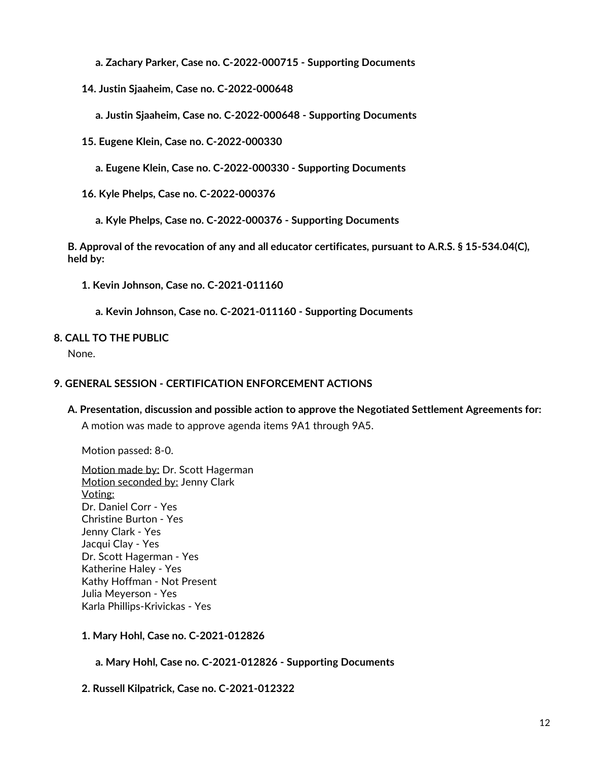**a. Zachary Parker, Case no. C-2022-000715 - Supporting Documents**

**14. Justin Sjaaheim, Case no. C-2022-000648**

**a. Justin Sjaaheim, Case no. C-2022-000648 - Supporting Documents**

**15. Eugene Klein, Case no. C-2022-000330**

**a. Eugene Klein, Case no. C-2022-000330 - Supporting Documents**

**16. Kyle Phelps, Case no. C-2022-000376**

**a. Kyle Phelps, Case no. C-2022-000376 - Supporting Documents**

**B. Approval of the revocation of any and all educator certificates, pursuant to A.R.S. § 15-534.04(C), held by:**

**1. Kevin Johnson, Case no. C-2021-011160**

**a. Kevin Johnson, Case no. C-2021-011160 - Supporting Documents**

## 8. CALL TO THE PUBLIC

None.

## 9. GENERAL SESSION - CERTIFICATION ENFORCEMENT ACTIONS

**A. Presentation, discussion and possible action to approve the Negotiated Settlement Agreements for:**

A motion was made to approve agenda items 9A1 through 9A5.

Motion passed: 8-0.

Motion made by: Dr. Scott Hagerman
Motion seconded by: Jenny Clark
Voting:
Dr. Daniel Corr - Yes
Christine Burton - Yes
Jenny Clark - Yes
Jacqui Clay - Yes
Dr. Scott Hagerman - Yes
Katherine Haley - Yes
Kathy Hoffman - Not Present
Julia Meyerson - Yes
Karla Phillips-Krivickas - Yes

**1. Mary Hohl, Case no. C-2021-012826**

**a. Mary Hohl, Case no. C-2021-012826 - Supporting Documents**

**2. Russell Kilpatrick, Case no. C-2021-012322**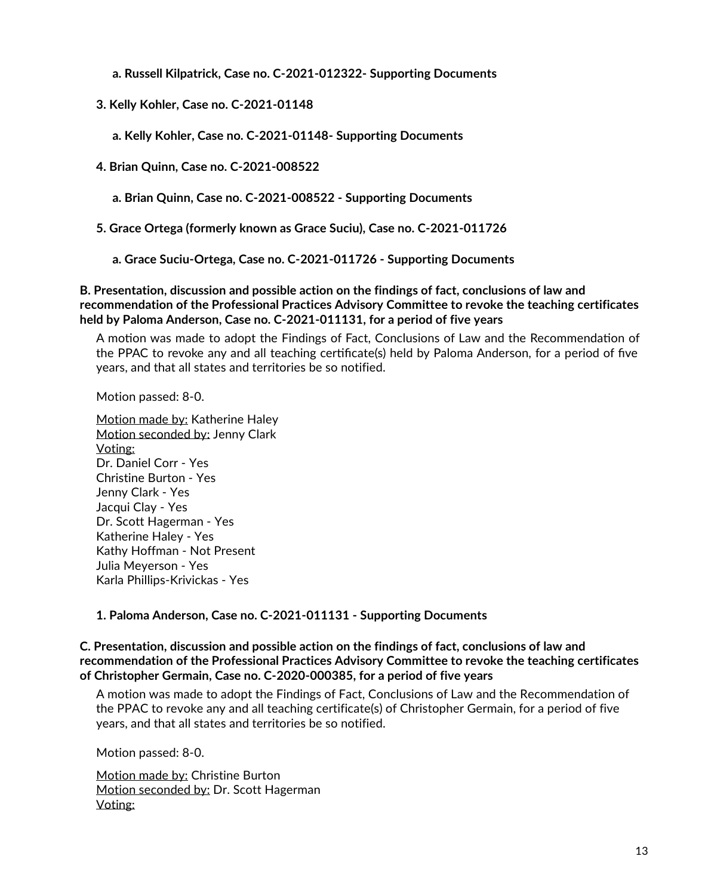**a. Russell Kilpatrick, Case no. C-2021-012322- Supporting Documents**

**3. Kelly Kohler, Case no. C-2021-01148**

**a. Kelly Kohler, Case no. C-2021-01148- Supporting Documents**

**4. Brian Quinn, Case no. C-2021-008522**

**a. Brian Quinn, Case no. C-2021-008522 - Supporting Documents**

**5. Grace Ortega (formerly known as Grace Suciu), Case no. C-2021-011726**

**a. Grace Suciu-Ortega, Case no. C-2021-011726 - Supporting Documents**

**B. Presentation, discussion and possible action on the findings of fact, conclusions of law and recommendation of the Professional Practices Advisory Committee to revoke the teaching certificates held by Paloma Anderson, Case no. C-2021-011131, for a period of five years**

A motion was made to adopt the Findings of Fact, Conclusions of Law and the Recommendation of the PPAC to revoke any and all teaching certificate(s) held by Paloma Anderson, for a period of five years, and that all states and territories be so notified.

Motion passed: 8-0.

Motion made by: Katherine Haley
Motion seconded by: Jenny Clark
Voting:
Dr. Daniel Corr - Yes
Christine Burton - Yes
Jenny Clark - Yes
Jacqui Clay - Yes
Dr. Scott Hagerman - Yes
Katherine Haley - Yes
Kathy Hoffman - Not Present
Julia Meyerson - Yes
Karla Phillips-Krivickas - Yes

**1. Paloma Anderson, Case no. C-2021-011131 - Supporting Documents**

**C. Presentation, discussion and possible action on the findings of fact, conclusions of law and recommendation of the Professional Practices Advisory Committee to revoke the teaching certificates of Christopher Germain, Case no. C-2020-000385, for a period of five years**

A motion was made to adopt the Findings of Fact, Conclusions of Law and the Recommendation of the PPAC to revoke any and all teaching certificate(s) of Christopher Germain, for a period of five years, and that all states and territories be so notified.

Motion passed: 8-0.

Motion made by: Christine Burton
Motion seconded by: Dr. Scott Hagerman
Voting: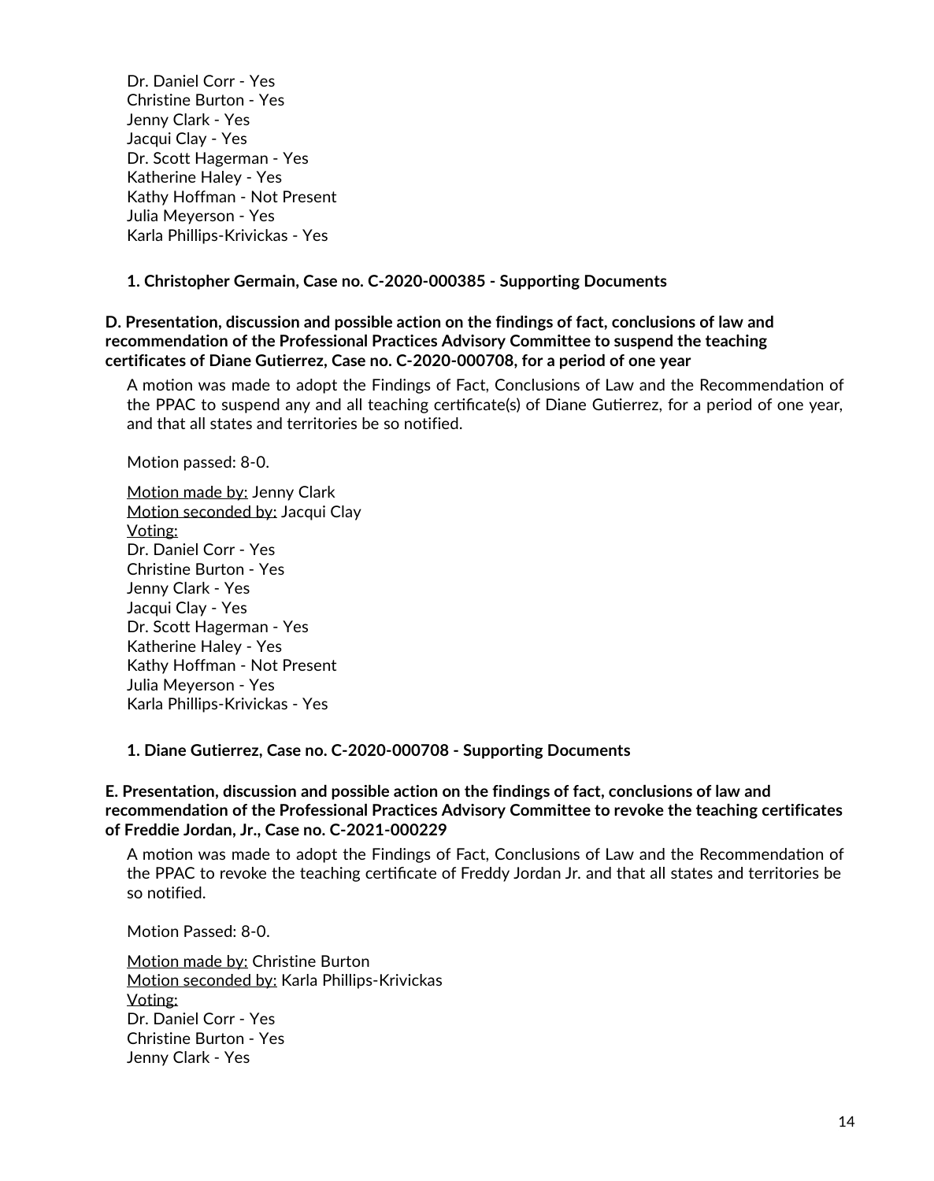Dr. Daniel Corr - Yes
Christine Burton - Yes
Jenny Clark - Yes
Jacqui Clay - Yes
Dr. Scott Hagerman - Yes
Katherine Haley - Yes
Kathy Hoffman - Not Present
Julia Meyerson - Yes
Karla Phillips-Krivickas - Yes

**1. Christopher Germain, Case no. C-2020-000385 - Supporting Documents**

**D. Presentation, discussion and possible action on the findings of fact, conclusions of law and recommendation of the Professional Practices Advisory Committee to suspend the teaching certificates of Diane Gutierrez, Case no. C-2020-000708, for a period of one year**

A motion was made to adopt the Findings of Fact, Conclusions of Law and the Recommendation of the PPAC to suspend any and all teaching certificate(s) of Diane Gutierrez, for a period of one year, and that all states and territories be so notified.

Motion passed: 8-0.

Motion made by: Jenny Clark
Motion seconded by: Jacqui Clay
Voting:
Dr. Daniel Corr - Yes
Christine Burton - Yes
Jenny Clark - Yes
Jacqui Clay - Yes
Dr. Scott Hagerman - Yes
Katherine Haley - Yes
Kathy Hoffman - Not Present
Julia Meyerson - Yes
Karla Phillips-Krivickas - Yes

**1. Diane Gutierrez, Case no. C-2020-000708 - Supporting Documents**

**E. Presentation, discussion and possible action on the findings of fact, conclusions of law and recommendation of the Professional Practices Advisory Committee to revoke the teaching certificates of Freddie Jordan, Jr., Case no. C-2021-000229**

A motion was made to adopt the Findings of Fact, Conclusions of Law and the Recommendation of the PPAC to revoke the teaching certificate of Freddy Jordan Jr. and that all states and territories be so notified.

Motion Passed: 8-0.

Motion made by: Christine Burton
Motion seconded by: Karla Phillips-Krivickas
Voting:
Dr. Daniel Corr - Yes
Christine Burton - Yes
Jenny Clark - Yes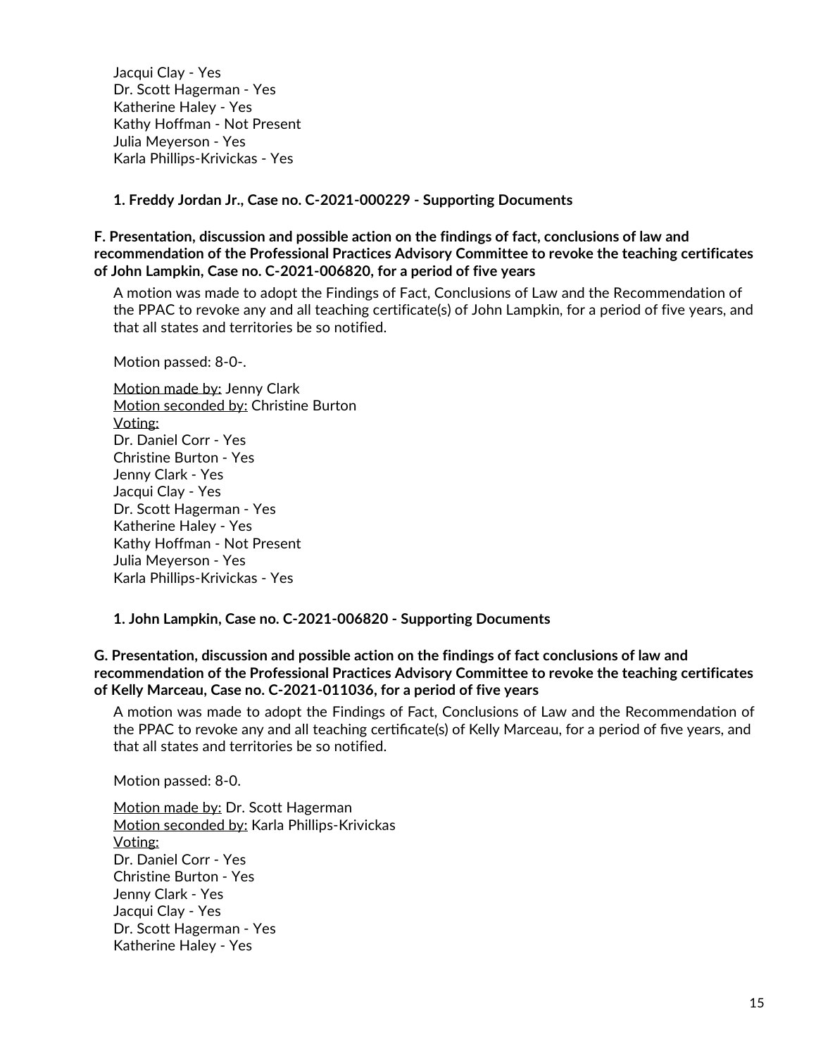Jacqui Clay - Yes
Dr. Scott Hagerman - Yes
Katherine Haley - Yes
Kathy Hoffman - Not Present
Julia Meyerson - Yes
Karla Phillips-Krivickas - Yes

**1. Freddy Jordan Jr., Case no. C-2021-000229 - Supporting Documents**

**F. Presentation, discussion and possible action on the findings of fact, conclusions of law and recommendation of the Professional Practices Advisory Committee to revoke the teaching certificates of John Lampkin, Case no. C-2021-006820, for a period of five years**

A motion was made to adopt the Findings of Fact, Conclusions of Law and the Recommendation of the PPAC to revoke any and all teaching certificate(s) of John Lampkin, for a period of five years, and that all states and territories be so notified.

Motion passed: 8-0-.

Motion made by: Jenny Clark
Motion seconded by: Christine Burton
Voting:
Dr. Daniel Corr - Yes
Christine Burton - Yes
Jenny Clark - Yes
Jacqui Clay - Yes
Dr. Scott Hagerman - Yes
Katherine Haley - Yes
Kathy Hoffman - Not Present
Julia Meyerson - Yes
Karla Phillips-Krivickas - Yes

**1. John Lampkin, Case no. C-2021-006820 - Supporting Documents**

**G. Presentation, discussion and possible action on the findings of fact conclusions of law and recommendation of the Professional Practices Advisory Committee to revoke the teaching certificates of Kelly Marceau, Case no. C-2021-011036, for a period of five years**

A motion was made to adopt the Findings of Fact, Conclusions of Law and the Recommendation of the PPAC to revoke any and all teaching certificate(s) of Kelly Marceau, for a period of five years, and that all states and territories be so notified.

Motion passed: 8-0.

Motion made by: Dr. Scott Hagerman
Motion seconded by: Karla Phillips-Krivickas
Voting:
Dr. Daniel Corr - Yes
Christine Burton - Yes
Jenny Clark - Yes
Jacqui Clay - Yes
Dr. Scott Hagerman - Yes
Katherine Haley - Yes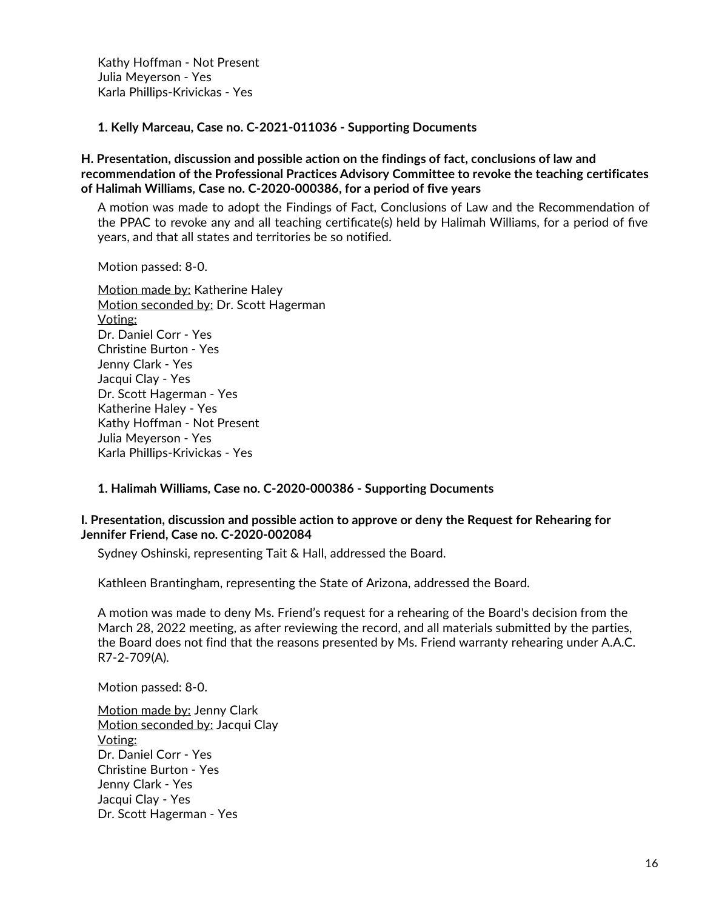Kathy Hoffman - Not Present
Julia Meyerson - Yes
Karla Phillips-Krivickas - Yes

**1. Kelly Marceau, Case no. C-2021-011036 - Supporting Documents**

### H. Presentation, discussion and possible action on the findings of fact, conclusions of law and recommendation of the Professional Practices Advisory Committee to revoke the teaching certificates of Halimah Williams, Case no. C-2020-000386, for a period of five years

A motion was made to adopt the Findings of Fact, Conclusions of Law and the Recommendation of the PPAC to revoke any and all teaching certificate(s) held by Halimah Williams, for a period of five years, and that all states and territories be so notified.

Motion passed: 8-0.

Motion made by: Katherine Haley
Motion seconded by: Dr. Scott Hagerman
Voting:
Dr. Daniel Corr - Yes
Christine Burton - Yes
Jenny Clark - Yes
Jacqui Clay - Yes
Dr. Scott Hagerman - Yes
Katherine Haley - Yes
Kathy Hoffman - Not Present
Julia Meyerson - Yes
Karla Phillips-Krivickas - Yes

**1. Halimah Williams, Case no. C-2020-000386 - Supporting Documents**

### I. Presentation, discussion and possible action to approve or deny the Request for Rehearing for Jennifer Friend, Case no. C-2020-002084

Sydney Oshinski, representing Tait & Hall, addressed the Board.

Kathleen Brantingham, representing the State of Arizona, addressed the Board.

A motion was made to deny Ms. Friend's request for a rehearing of the Board's decision from the March 28, 2022 meeting, as after reviewing the record, and all materials submitted by the parties, the Board does not find that the reasons presented by Ms. Friend warranty rehearing under A.A.C. R7-2-709(A).

Motion passed: 8-0.

Motion made by: Jenny Clark
Motion seconded by: Jacqui Clay
Voting:
Dr. Daniel Corr - Yes
Christine Burton - Yes
Jenny Clark - Yes
Jacqui Clay - Yes
Dr. Scott Hagerman - Yes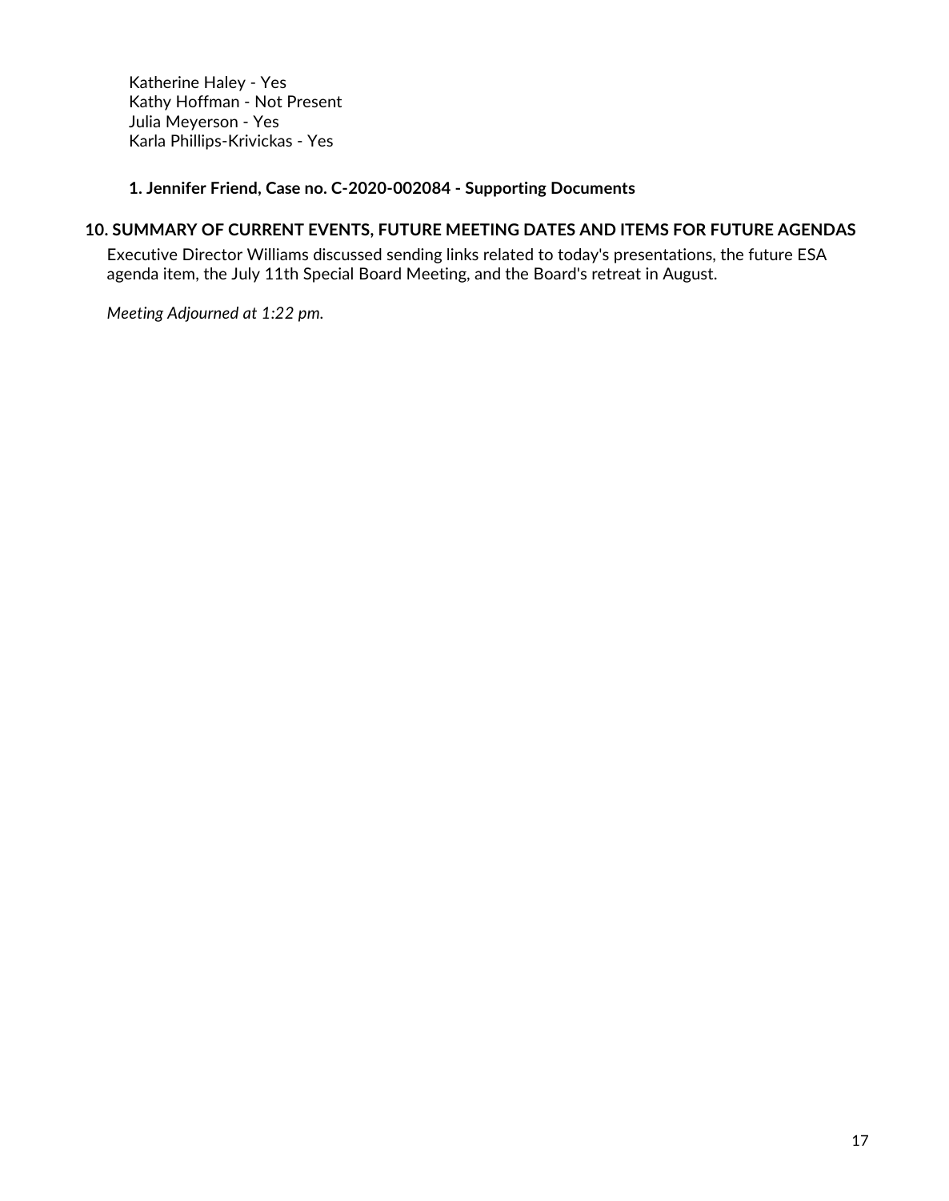Katherine Haley - Yes
Kathy Hoffman - Not Present
Julia Meyerson - Yes
Karla Phillips-Krivickas - Yes

**1. Jennifer Friend, Case no. C-2020-002084 - Supporting Documents**

## 10. SUMMARY OF CURRENT EVENTS, FUTURE MEETING DATES AND ITEMS FOR FUTURE AGENDAS

Executive Director Williams discussed sending links related to today's presentations, the future ESA agenda item, the July 11th Special Board Meeting, and the Board's retreat in August.

*Meeting Adjourned at 1:22 pm.*